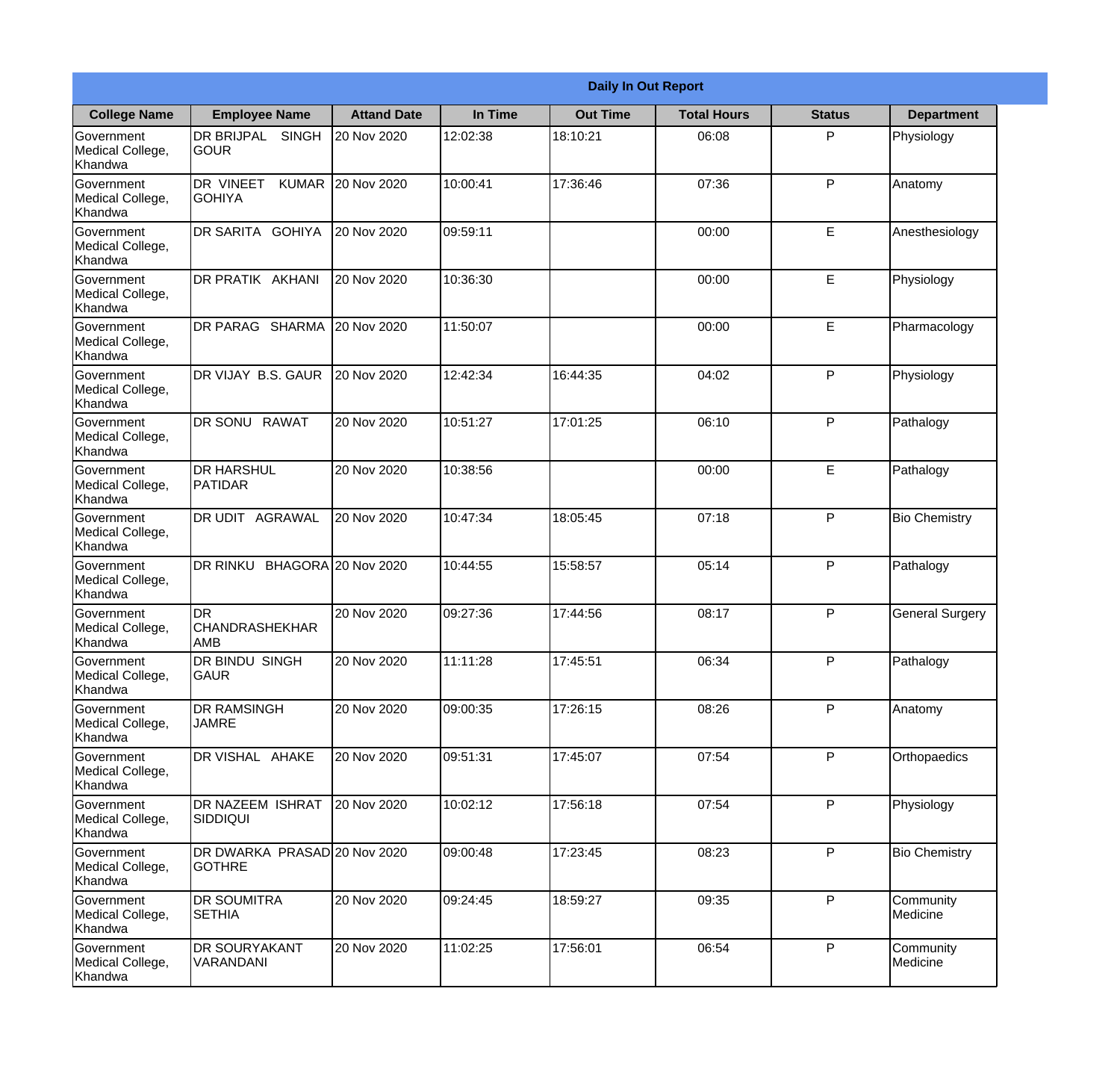# Daily In Out Report

| College Name | Employee Name | Attand Date | In Time | Out Time | Total Hours | Status | Department |
|---|---|---|---|---|---|---|---|
| Government Medical College, Khandwa | DR BRIJPAL SINGH GOUR | 20 Nov 2020 | 12:02:38 | 18:10:21 | 06:08 | P | Physiology |
| Government Medical College, Khandwa | DR VINEET KUMAR GOHIYA | 20 Nov 2020 | 10:00:41 | 17:36:46 | 07:36 | P | Anatomy |
| Government Medical College, Khandwa | DR SARITA GOHIYA | 20 Nov 2020 | 09:59:11 | | 00:00 | E | Anesthesiology |
| Government Medical College, Khandwa | DR PRATIK AKHANI | 20 Nov 2020 | 10:36:30 | | 00:00 | E | Physiology |
| Government Medical College, Khandwa | DR PARAG SHARMA | 20 Nov 2020 | 11:50:07 | | 00:00 | E | Pharmacology |
| Government Medical College, Khandwa | DR VIJAY B.S. GAUR | 20 Nov 2020 | 12:42:34 | 16:44:35 | 04:02 | P | Physiology |
| Government Medical College, Khandwa | DR SONU RAWAT | 20 Nov 2020 | 10:51:27 | 17:01:25 | 06:10 | P | Pathalogy |
| Government Medical College, Khandwa | DR HARSHUL PATIDAR | 20 Nov 2020 | 10:38:56 | | 00:00 | E | Pathalogy |
| Government Medical College, Khandwa | DR UDIT AGRAWAL | 20 Nov 2020 | 10:47:34 | 18:05:45 | 07:18 | P | Bio Chemistry |
| Government Medical College, Khandwa | DR RINKU BHAGORA | 20 Nov 2020 | 10:44:55 | 15:58:57 | 05:14 | P | Pathalogy |
| Government Medical College, Khandwa | DR CHANDRASHEKHAR AMB | 20 Nov 2020 | 09:27:36 | 17:44:56 | 08:17 | P | General Surgery |
| Government Medical College, Khandwa | DR BINDU SINGH GAUR | 20 Nov 2020 | 11:11:28 | 17:45:51 | 06:34 | P | Pathalogy |
| Government Medical College, Khandwa | DR RAMSINGH JAMRE | 20 Nov 2020 | 09:00:35 | 17:26:15 | 08:26 | P | Anatomy |
| Government Medical College, Khandwa | DR VISHAL AHAKE | 20 Nov 2020 | 09:51:31 | 17:45:07 | 07:54 | P | Orthopaedics |
| Government Medical College, Khandwa | DR NAZEEM ISHRAT SIDDIQUI | 20 Nov 2020 | 10:02:12 | 17:56:18 | 07:54 | P | Physiology |
| Government Medical College, Khandwa | DR DWARKA PRASAD GOTHRE | 20 Nov 2020 | 09:00:48 | 17:23:45 | 08:23 | P | Bio Chemistry |
| Government Medical College, Khandwa | DR SOUMITRA SETHIA | 20 Nov 2020 | 09:24:45 | 18:59:27 | 09:35 | P | Community Medicine |
| Government Medical College, Khandwa | DR SOURYAKANT VARANDANI | 20 Nov 2020 | 11:02:25 | 17:56:01 | 06:54 | P | Community Medicine |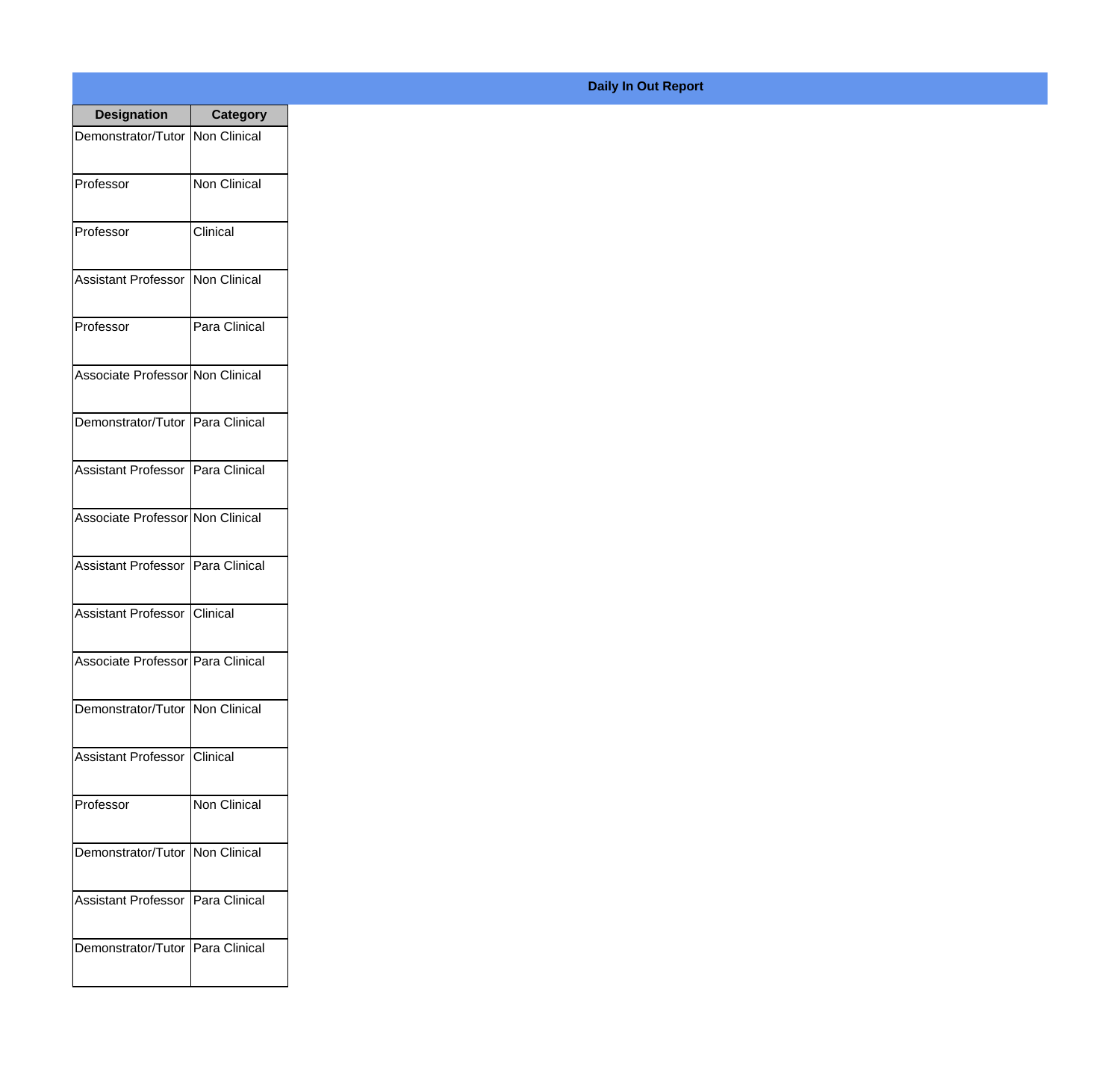**Daily In Out Report**

| Designation | Category |
| --- | --- |
| Demonstrator/Tutor | Non Clinical |
| Professor | Non Clinical |
| Professor | Clinical |
| Assistant Professor | Non Clinical |
| Professor | Para Clinical |
| Associate Professor | Non Clinical |
| Demonstrator/Tutor | Para Clinical |
| Assistant Professor | Para Clinical |
| Associate Professor | Non Clinical |
| Assistant Professor | Para Clinical |
| Assistant Professor | Clinical |
| Associate Professor | Para Clinical |
| Demonstrator/Tutor | Non Clinical |
| Assistant Professor | Clinical |
| Professor | Non Clinical |
| Demonstrator/Tutor | Non Clinical |
| Assistant Professor | Para Clinical |
| Demonstrator/Tutor | Para Clinical |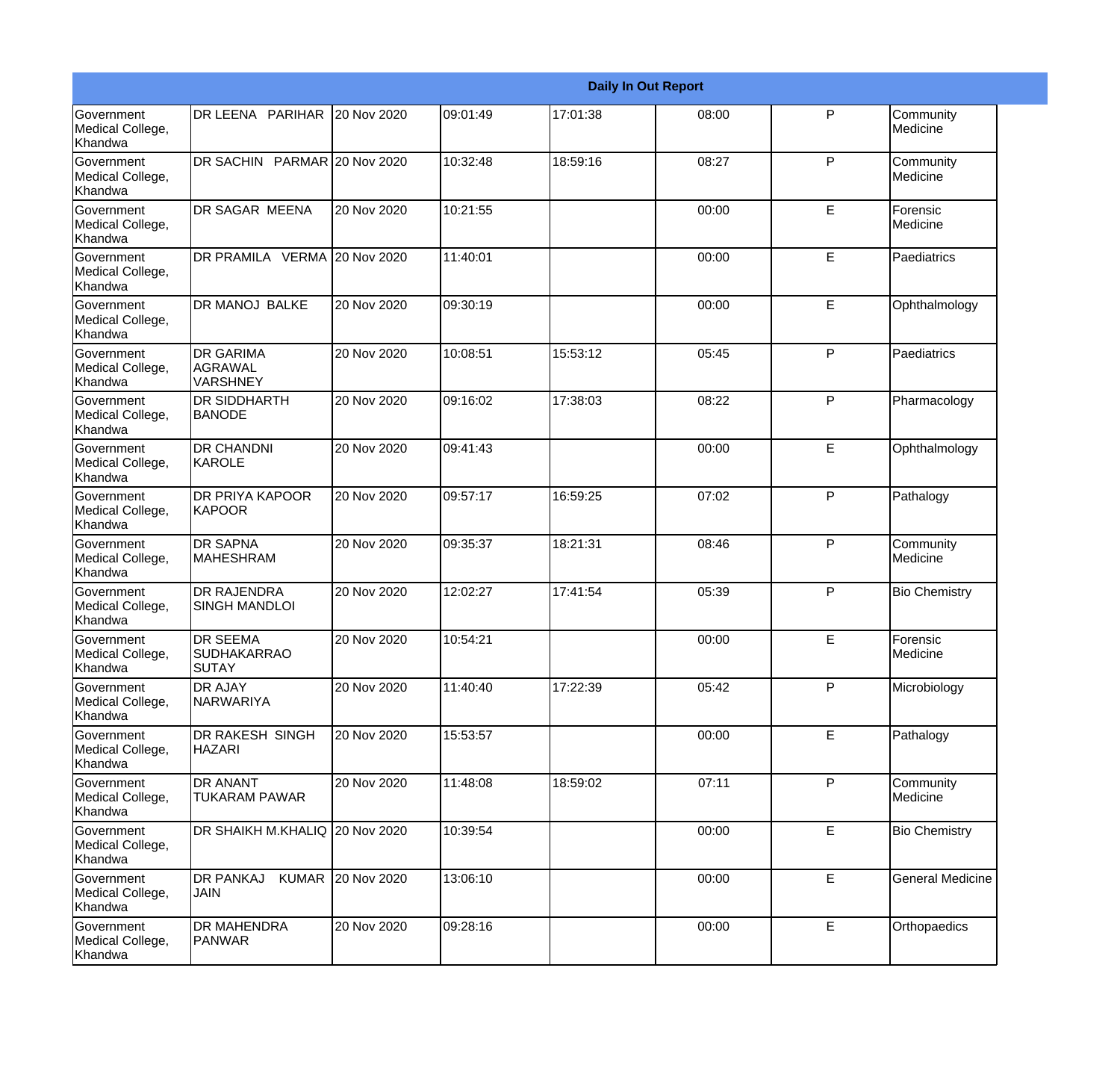| Daily In Out Report | | | | | | | |
|---|---|---|---|---|---|---|---|
| Government Medical College, Khandwa | DR LEENA PARIHAR | 20 Nov 2020 | 09:01:49 | 17:01:38 | 08:00 | P | Community Medicine |
| Government Medical College, Khandwa | DR SACHIN PARMAR | 20 Nov 2020 | 10:32:48 | 18:59:16 | 08:27 | P | Community Medicine |
| Government Medical College, Khandwa | DR SAGAR MEENA | 20 Nov 2020 | 10:21:55 | | 00:00 | E | Forensic Medicine |
| Government Medical College, Khandwa | DR PRAMILA VERMA | 20 Nov 2020 | 11:40:01 | | 00:00 | E | Paediatrics |
| Government Medical College, Khandwa | DR MANOJ BALKE | 20 Nov 2020 | 09:30:19 | | 00:00 | E | Ophthalmology |
| Government Medical College, Khandwa | DR GARIMA AGRAWAL VARSHNEY | 20 Nov 2020 | 10:08:51 | 15:53:12 | 05:45 | P | Paediatrics |
| Government Medical College, Khandwa | DR SIDDHARTH BANODE | 20 Nov 2020 | 09:16:02 | 17:38:03 | 08:22 | P | Pharmacology |
| Government Medical College, Khandwa | DR CHANDNI KAROLE | 20 Nov 2020 | 09:41:43 | | 00:00 | E | Ophthalmology |
| Government Medical College, Khandwa | DR PRIYA KAPOOR KAPOOR | 20 Nov 2020 | 09:57:17 | 16:59:25 | 07:02 | P | Pathalogy |
| Government Medical College, Khandwa | DR SAPNA MAHESHRAM | 20 Nov 2020 | 09:35:37 | 18:21:31 | 08:46 | P | Community Medicine |
| Government Medical College, Khandwa | DR RAJENDRA SINGH MANDLOI | 20 Nov 2020 | 12:02:27 | 17:41:54 | 05:39 | P | Bio Chemistry |
| Government Medical College, Khandwa | DR SEEMA SUDHAKARRAO SUTAY | 20 Nov 2020 | 10:54:21 | | 00:00 | E | Forensic Medicine |
| Government Medical College, Khandwa | DR AJAY NARWARIYA | 20 Nov 2020 | 11:40:40 | 17:22:39 | 05:42 | P | Microbiology |
| Government Medical College, Khandwa | DR RAKESH SINGH HAZARI | 20 Nov 2020 | 15:53:57 | | 00:00 | E | Pathalogy |
| Government Medical College, Khandwa | DR ANANT TUKARAM PAWAR | 20 Nov 2020 | 11:48:08 | 18:59:02 | 07:11 | P | Community Medicine |
| Government Medical College, Khandwa | DR SHAIKH M.KHALIQ | 20 Nov 2020 | 10:39:54 | | 00:00 | E | Bio Chemistry |
| Government Medical College, Khandwa | DR PANKAJ KUMAR JAIN | 20 Nov 2020 | 13:06:10 | | 00:00 | E | General Medicine |
| Government Medical College, Khandwa | DR MAHENDRA PANWAR | 20 Nov 2020 | 09:28:16 | | 00:00 | E | Orthopaedics |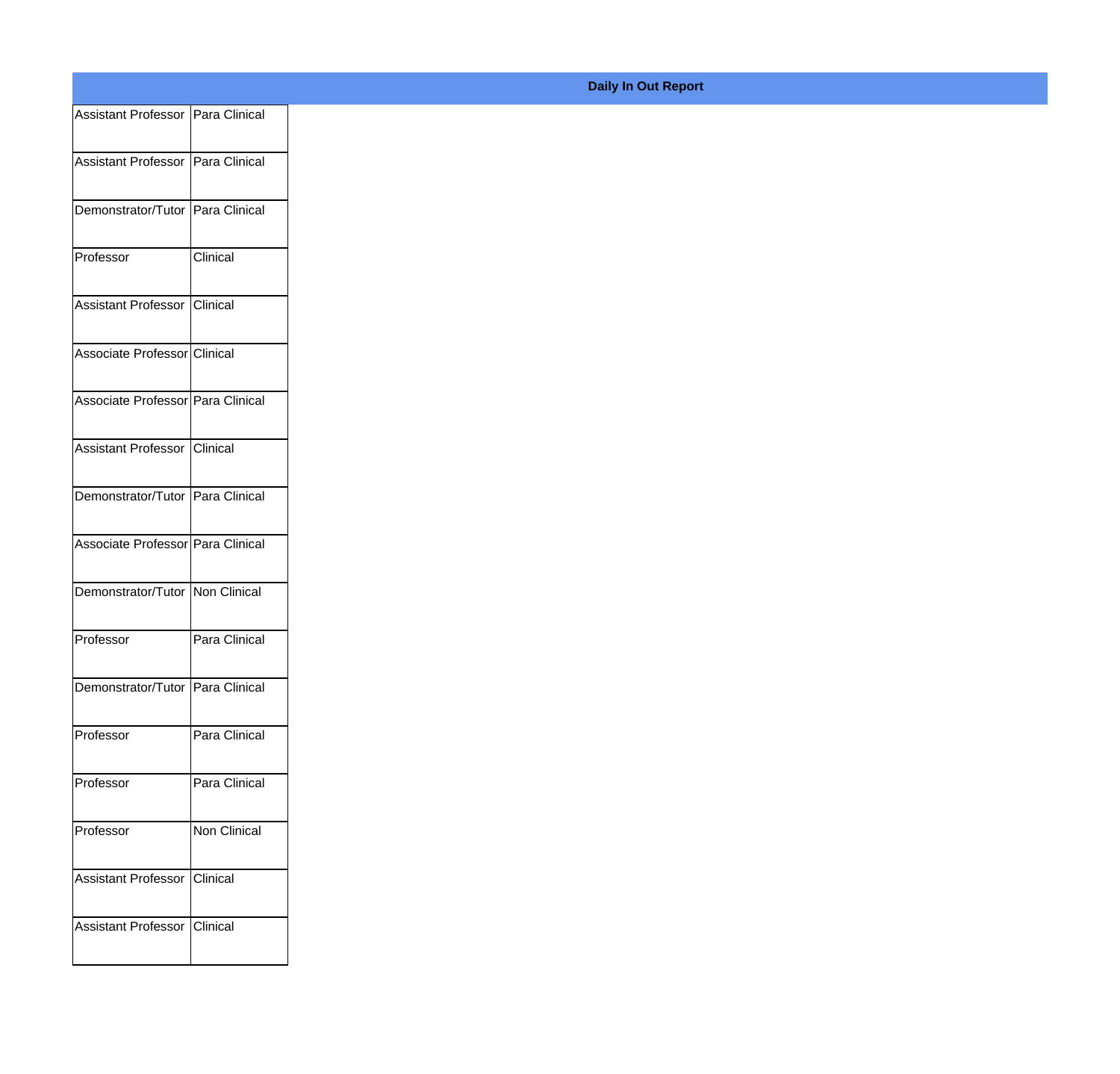**Daily In Out Report**

| | |
|---|---|
| Assistant Professor | Para Clinical |
| Assistant Professor | Para Clinical |
| Demonstrator/Tutor | Para Clinical |
| Professor | Clinical |
| Assistant Professor | Clinical |
| Associate Professor | Clinical |
| Associate Professor | Para Clinical |
| Assistant Professor | Clinical |
| Demonstrator/Tutor | Para Clinical |
| Associate Professor | Para Clinical |
| Demonstrator/Tutor | Non Clinical |
| Professor | Para Clinical |
| Demonstrator/Tutor | Para Clinical |
| Professor | Para Clinical |
| Professor | Para Clinical |
| Professor | Non Clinical |
| Assistant Professor | Clinical |
| Assistant Professor | Clinical |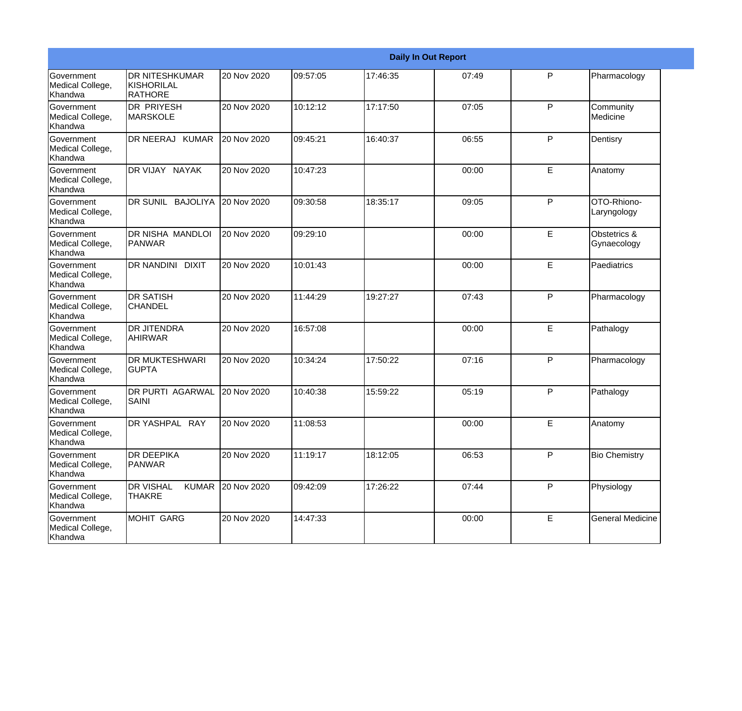| Daily In Out Report | | | | | | | |
|---|---|---|---|---|---|---|---|
| Government Medical College, Khandwa | DR NITESHKUMAR KISHORILAL RATHORE | 20 Nov 2020 | 09:57:05 | 17:46:35 | 07:49 | P | Pharmacology |
| Government Medical College, Khandwa | DR PRIYESH MARSKOLE | 20 Nov 2020 | 10:12:12 | 17:17:50 | 07:05 | P | Community Medicine |
| Government Medical College, Khandwa | DR NEERAJ KUMAR | 20 Nov 2020 | 09:45:21 | 16:40:37 | 06:55 | P | Dentisry |
| Government Medical College, Khandwa | DR VIJAY NAYAK | 20 Nov 2020 | 10:47:23 | | 00:00 | E | Anatomy |
| Government Medical College, Khandwa | DR SUNIL BAJOLIYA | 20 Nov 2020 | 09:30:58 | 18:35:17 | 09:05 | P | OTO-Rhiono-Laryngology |
| Government Medical College, Khandwa | DR NISHA MANDLOI PANWAR | 20 Nov 2020 | 09:29:10 | | 00:00 | E | Obstetrics & Gynaecology |
| Government Medical College, Khandwa | DR NANDINI DIXIT | 20 Nov 2020 | 10:01:43 | | 00:00 | E | Paediatrics |
| Government Medical College, Khandwa | DR SATISH CHANDEL | 20 Nov 2020 | 11:44:29 | 19:27:27 | 07:43 | P | Pharmacology |
| Government Medical College, Khandwa | DR JITENDRA AHIRWAR | 20 Nov 2020 | 16:57:08 | | 00:00 | E | Pathalogy |
| Government Medical College, Khandwa | DR MUKTESHWARI GUPTA | 20 Nov 2020 | 10:34:24 | 17:50:22 | 07:16 | P | Pharmacology |
| Government Medical College, Khandwa | DR PURTI AGARWAL SAINI | 20 Nov 2020 | 10:40:38 | 15:59:22 | 05:19 | P | Pathalogy |
| Government Medical College, Khandwa | DR YASHPAL RAY | 20 Nov 2020 | 11:08:53 | | 00:00 | E | Anatomy |
| Government Medical College, Khandwa | DR DEEPIKA PANWAR | 20 Nov 2020 | 11:19:17 | 18:12:05 | 06:53 | P | Bio Chemistry |
| Government Medical College, Khandwa | DR VISHAL KUMAR THAKRE | 20 Nov 2020 | 09:42:09 | 17:26:22 | 07:44 | P | Physiology |
| Government Medical College, Khandwa | MOHIT GARG | 20 Nov 2020 | 14:47:33 | | 00:00 | E | General Medicine |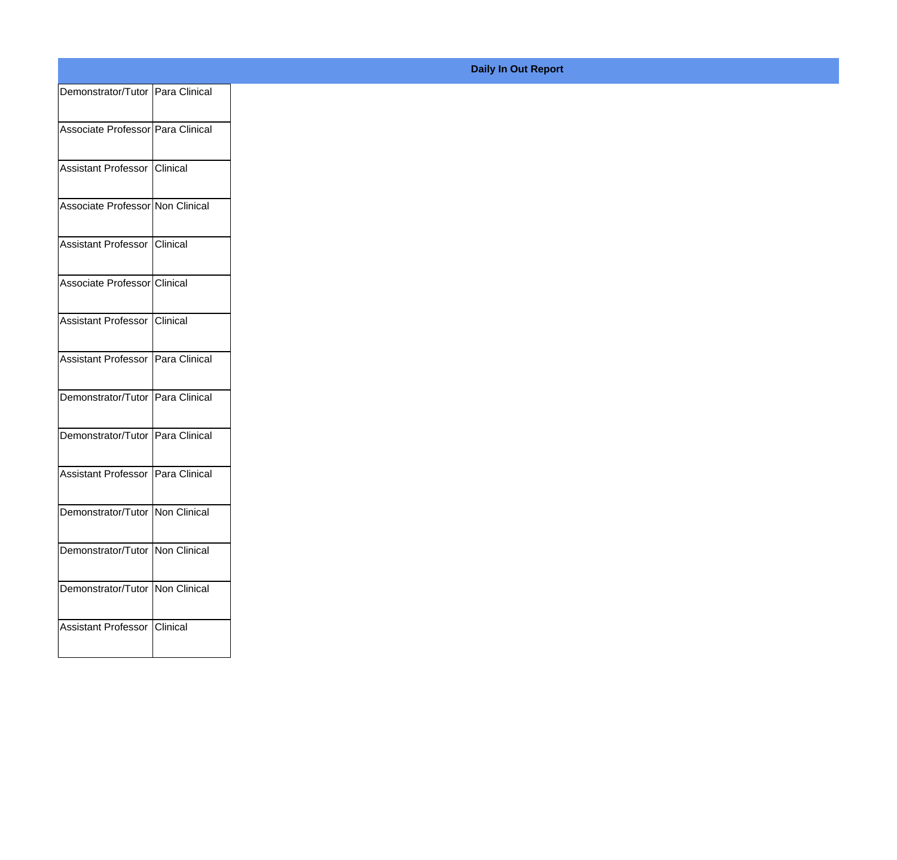**Daily In Out Report**

| | |
|---|---|
| Demonstrator/Tutor | Para Clinical |
| Associate Professor | Para Clinical |
| Assistant Professor | Clinical |
| Associate Professor | Non Clinical |
| Assistant Professor | Clinical |
| Associate Professor | Clinical |
| Assistant Professor | Clinical |
| Assistant Professor | Para Clinical |
| Demonstrator/Tutor | Para Clinical |
| Demonstrator/Tutor | Para Clinical |
| Assistant Professor | Para Clinical |
| Demonstrator/Tutor | Non Clinical |
| Demonstrator/Tutor | Non Clinical |
| Demonstrator/Tutor | Non Clinical |
| Assistant Professor | Clinical |